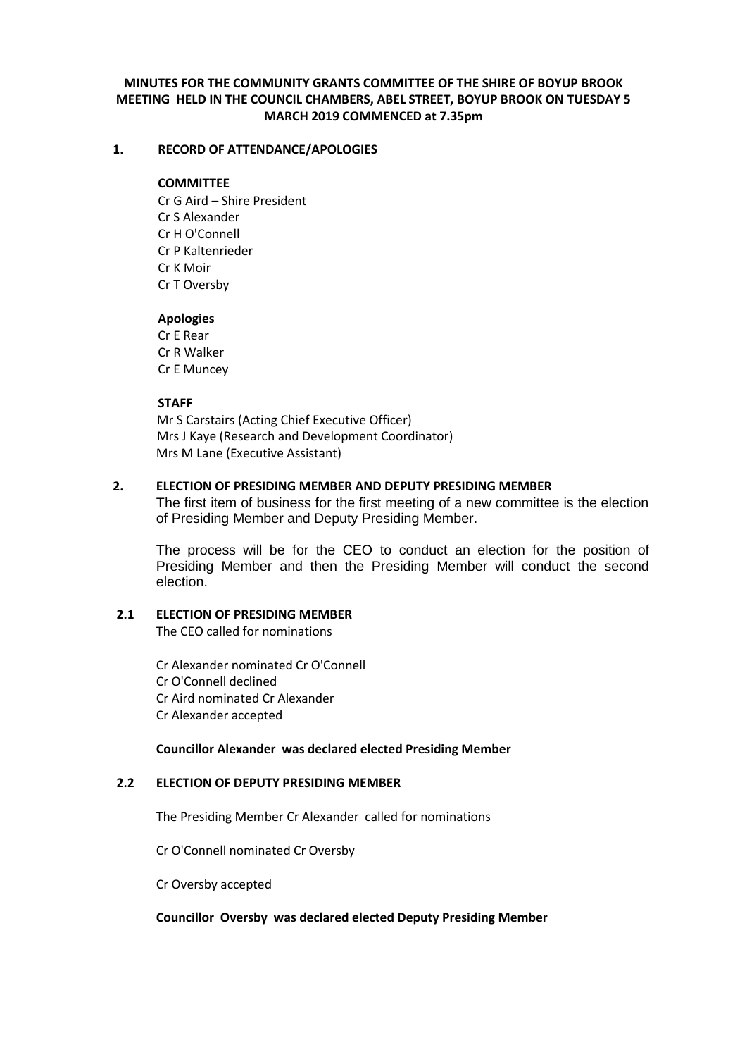# MINUTES FOR THE COMMUNITY GRANTS COMMITTEE OF THE SHIRE OF BOYUP BROOK MEETING HELD IN THE COUNCIL CHAMBERS, ABEL STREET, BOYUP BROOK ON TUESDAY 5 MARCH 2019 COMMENCED at 7.35pm

## 1. RECORD OF ATTENDANCE/APOLOGIES

**COMMITTEE**

Cr G Aird – Shire President
Cr S Alexander
Cr H O'Connell
Cr P Kaltenrieder
Cr K Moir
Cr T Oversby

**Apologies**

Cr E Rear
Cr R Walker
Cr E Muncey

**STAFF**

Mr S Carstairs (Acting Chief Executive Officer)
Mrs J Kaye (Research and Development Coordinator)
Mrs M Lane (Executive Assistant)

## 2. ELECTION OF PRESIDING MEMBER AND DEPUTY PRESIDING MEMBER

The first item of business for the first meeting of a new committee is the election of Presiding Member and Deputy Presiding Member.

The process will be for the CEO to conduct an election for the position of Presiding Member and then the Presiding Member will conduct the second election.

### 2.1 ELECTION OF PRESIDING MEMBER

The CEO called for nominations

Cr Alexander nominated Cr O'Connell
Cr O'Connell declined
Cr Aird nominated Cr Alexander
Cr Alexander accepted

**Councillor Alexander was declared elected Presiding Member**

### 2.2 ELECTION OF DEPUTY PRESIDING MEMBER

The Presiding Member Cr Alexander called for nominations

Cr O'Connell nominated Cr Oversby

Cr Oversby accepted

**Councillor Oversby was declared elected Deputy Presiding Member**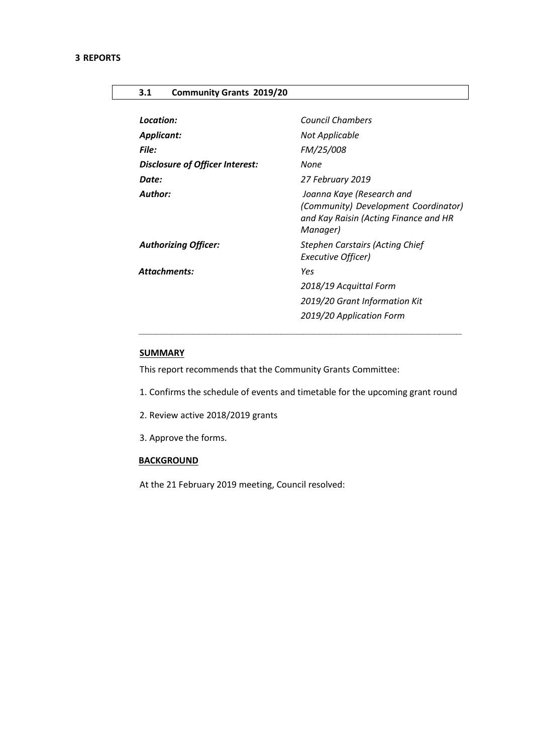## 3 REPORTS

### 3.1 Community Grants 2019/20

| | |
|---|---|
| ***Location:*** | *Council Chambers* |
| ***Applicant:*** | *Not Applicable* |
| ***File:*** | *FM/25/008* |
| ***Disclosure of Officer Interest:*** | *None* |
| ***Date:*** | *27 February 2019* |
| ***Author:*** | *Joanna Kaye (Research and (Community) Development Coordinator) and Kay Raisin (Acting Finance and HR Manager)* |
| ***Authorizing Officer:*** | *Stephen Carstairs (Acting Chief Executive Officer)* |
| ***Attachments:*** | *Yes* |
| | *2018/19 Acquittal Form* |
| | *2019/20 Grant Information Kit* |
| | *2019/20 Application Form* |

**SUMMARY**

This report recommends that the Community Grants Committee:

1. Confirms the schedule of events and timetable for the upcoming grant round
2. Review active 2018/2019 grants
3. Approve the forms.

**BACKGROUND**

At the 21 February 2019 meeting, Council resolved: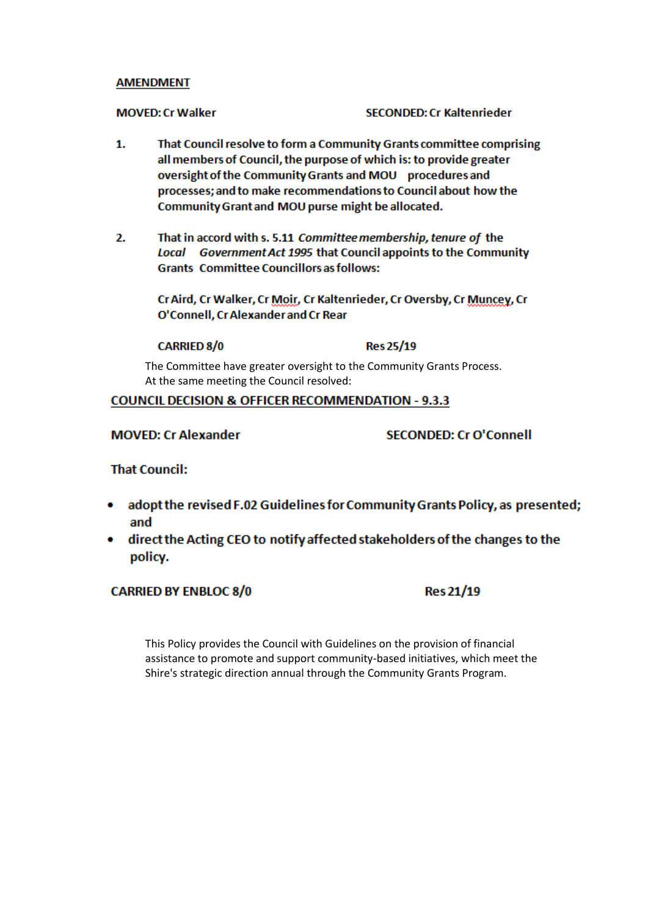**AMENDMENT**

**MOVED: Cr Walker** **SECONDED: Cr Kaltenrieder**

1. **That Council resolve to form a Community Grants committee comprising all members of Council, the purpose of which is: to provide greater oversight of the Community Grants and MOU procedures and processes; and to make recommendations to Council about how the Community Grant and MOU purse might be allocated.**

2. **That in accord with s. 5.11 *Committee membership, tenure of* the *Local Government Act 1995* that Council appoints to the Community Grants Committee Councillors as follows:**

 **Cr Aird, Cr Walker, Cr Moir, Cr Kaltenrieder, Cr Oversby, Cr Muncey, Cr O'Connell, Cr Alexander and Cr Rear**

 **CARRIED 8/0** **Res 25/19**

The Committee have greater oversight to the Community Grants Process.
At the same meeting the Council resolved:

**COUNCIL DECISION & OFFICER RECOMMENDATION - 9.3.3**

**MOVED: Cr Alexander** **SECONDED: Cr O'Connell**

**That Council:**

- **adopt the revised F.02 Guidelines for Community Grants Policy, as presented; and**
- **direct the Acting CEO to notify affected stakeholders of the changes to the policy.**

**CARRIED BY ENBLOC 8/0** **Res 21/19**

This Policy provides the Council with Guidelines on the provision of financial assistance to promote and support community-based initiatives, which meet the Shire's strategic direction annual through the Community Grants Program.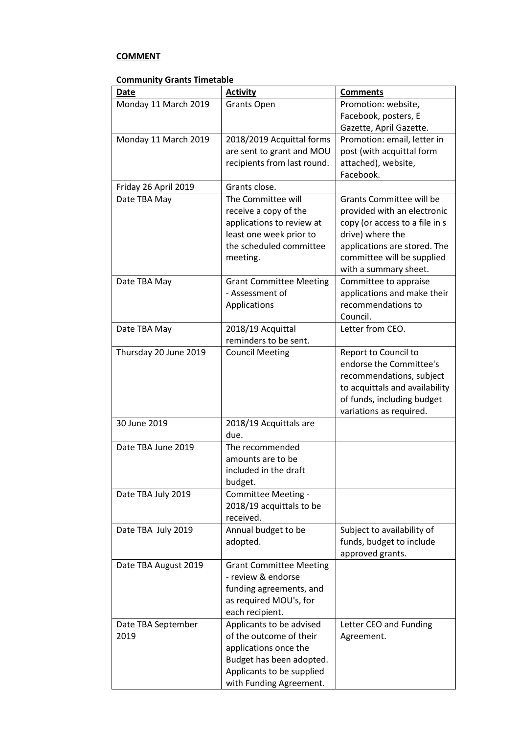**COMMENT**

**Community Grants Timetable**

| Date | Activity | Comments |
| --- | --- | --- |
| Monday 11 March 2019 | Grants Open | Promotion: website, Facebook, posters, E Gazette, April Gazette. |
| Monday 11 March 2019 | 2018/2019 Acquittal forms are sent to grant and MOU recipients from last round. | Promotion: email, letter in post (with acquittal form attached), website, Facebook. |
| Friday 26 April 2019 | Grants close. | |
| Date TBA May | The Committee will receive a copy of the applications to review at least one week prior to the scheduled committee meeting. | Grants Committee will be provided with an electronic copy (or access to a file in s drive) where the applications are stored. The committee will be supplied with a summary sheet. |
| Date TBA May | Grant Committee Meeting - Assessment of Applications | Committee to appraise applications and make their recommendations to Council. |
| Date TBA May | 2018/19 Acquittal reminders to be sent. | Letter from CEO. |
| Thursday 20 June 2019 | Council Meeting | Report to Council to endorse the Committee's recommendations, subject to acquittals and availability of funds, including budget variations as required. |
| 30 June 2019 | 2018/19 Acquittals are due. | |
| Date TBA June 2019 | The recommended amounts are to be included in the draft budget. | |
| Date TBA July 2019 | Committee Meeting - 2018/19 acquittals to be received. | |
| Date TBA July 2019 | Annual budget to be adopted. | Subject to availability of funds, budget to include approved grants. |
| Date TBA August 2019 | Grant Committee Meeting - review & endorse funding agreements, and as required MOU's, for each recipient. | |
| Date TBA September 2019 | Applicants to be advised of the outcome of their applications once the Budget has been adopted. Applicants to be supplied with Funding Agreement. | Letter CEO and Funding Agreement. |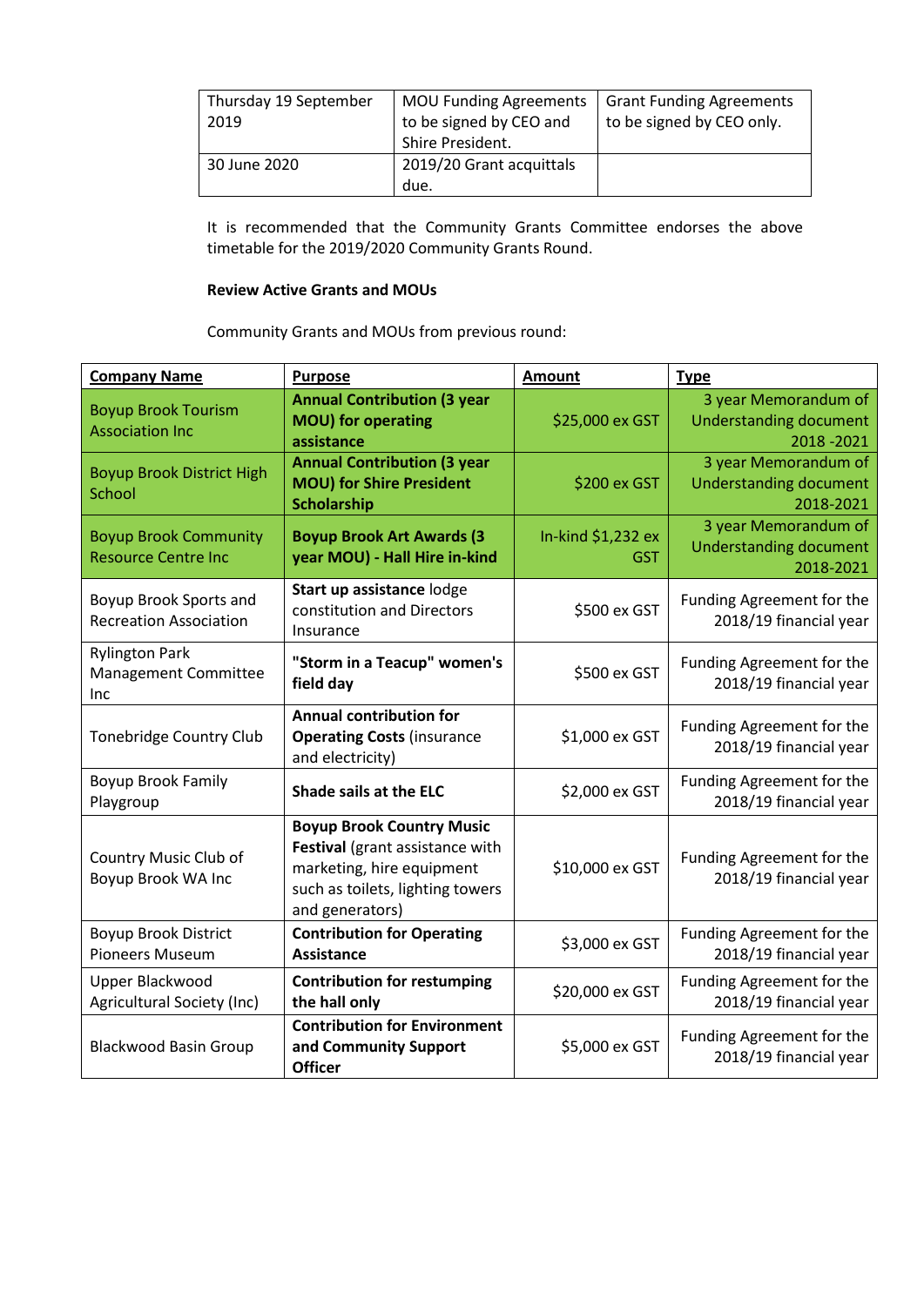| Thursday 19 September 2019 | MOU Funding Agreements to be signed by CEO and Shire President. | Grant Funding Agreements to be signed by CEO only. |
|---|---|---|
| 30 June 2020 | 2019/20 Grant acquittals due. | |

It is recommended that the Community Grants Committee endorses the above timetable for the 2019/2020 Community Grants Round.

**Review Active Grants and MOUs**

Community Grants and MOUs from previous round:

| **Company Name** | **Purpose** | **Amount** | **Type** |
|---|---|---|---|
| Boyup Brook Tourism Association Inc | **Annual Contribution (3 year MOU) for operating assistance** | $25,000 ex GST | 3 year Memorandum of Understanding document 2018 -2021 |
| Boyup Brook District High School | **Annual Contribution (3 year MOU) for Shire President Scholarship** | $200 ex GST | 3 year Memorandum of Understanding document 2018-2021 |
| Boyup Brook Community Resource Centre Inc | **Boyup Brook Art Awards (3 year MOU) - Hall Hire in-kind** | In-kind $1,232 ex GST | 3 year Memorandum of Understanding document 2018-2021 |
| Boyup Brook Sports and Recreation Association | **Start up assistance** lodge constitution and Directors Insurance | $500 ex GST | Funding Agreement for the 2018/19 financial year |
| Rylington Park Management Committee Inc | **"Storm in a Teacup" women's field day** | $500 ex GST | Funding Agreement for the 2018/19 financial year |
| Tonebridge Country Club | **Annual contribution for Operating Costs** (insurance and electricity) | $1,000 ex GST | Funding Agreement for the 2018/19 financial year |
| Boyup Brook Family Playgroup | **Shade sails at the ELC** | $2,000 ex GST | Funding Agreement for the 2018/19 financial year |
| Country Music Club of Boyup Brook WA Inc | **Boyup Brook Country Music Festival** (grant assistance with marketing, hire equipment such as toilets, lighting towers and generators) | $10,000 ex GST | Funding Agreement for the 2018/19 financial year |
| Boyup Brook District Pioneers Museum | **Contribution for Operating Assistance** | $3,000 ex GST | Funding Agreement for the 2018/19 financial year |
| Upper Blackwood Agricultural Society (Inc) | **Contribution for restumping the hall only** | $20,000 ex GST | Funding Agreement for the 2018/19 financial year |
| Blackwood Basin Group | **Contribution for Environment and Community Support Officer** | $5,000 ex GST | Funding Agreement for the 2018/19 financial year |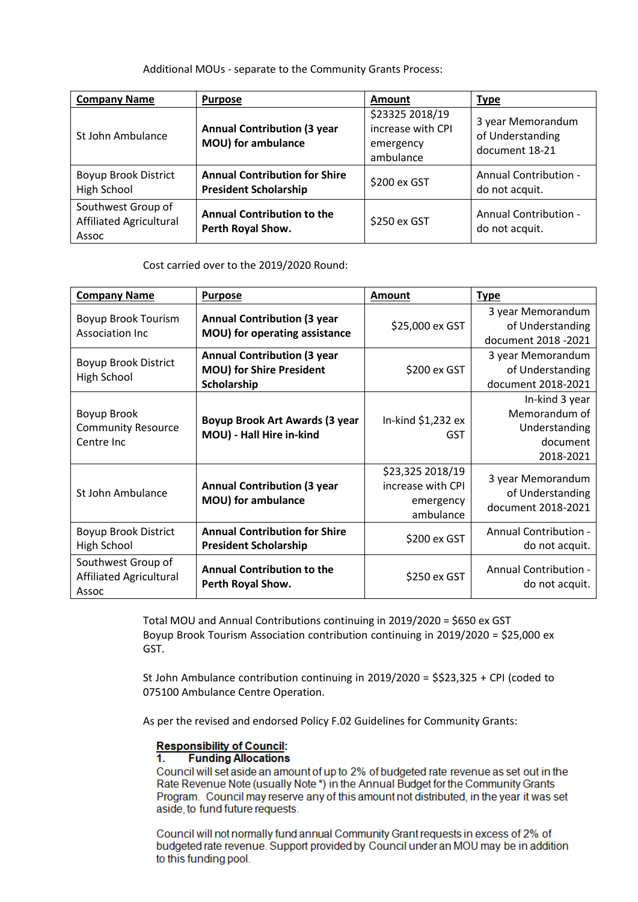Additional MOUs - separate to the Community Grants Process:

| **Company Name** | **Purpose** | **Amount** | **Type** |
|---|---|---|---|
| St John Ambulance | **Annual Contribution (3 year MOU) for ambulance** | $23325 2018/19 increase with CPI emergency ambulance | 3 year Memorandum of Understanding document 18-21 |
| Boyup Brook District High School | **Annual Contribution for Shire President Scholarship** | $200 ex GST | Annual Contribution - do not acquit. |
| Southwest Group of Affiliated Agricultural Assoc | **Annual Contribution to the Perth Royal Show.** | $250 ex GST | Annual Contribution - do not acquit. |

Cost carried over to the 2019/2020 Round:

| **Company Name** | **Purpose** | **Amount** | **Type** |
|---|---|---|---|
| Boyup Brook Tourism Association Inc | **Annual Contribution (3 year MOU) for operating assistance** | $25,000 ex GST | 3 year Memorandum of Understanding document 2018 -2021 |
| Boyup Brook District High School | **Annual Contribution (3 year MOU) for Shire President Scholarship** | $200 ex GST | 3 year Memorandum of Understanding document 2018-2021 |
| Boyup Brook Community Resource Centre Inc | **Boyup Brook Art Awards (3 year MOU) - Hall Hire in-kind** | In-kind $1,232 ex GST | In-kind 3 year Memorandum of Understanding document 2018-2021 |
| St John Ambulance | **Annual Contribution (3 year MOU) for ambulance** | $23,325 2018/19 increase with CPI emergency ambulance | 3 year Memorandum of Understanding document 2018-2021 |
| Boyup Brook District High School | **Annual Contribution for Shire President Scholarship** | $200 ex GST | Annual Contribution - do not acquit. |
| Southwest Group of Affiliated Agricultural Assoc | **Annual Contribution to the Perth Royal Show.** | $250 ex GST | Annual Contribution - do not acquit. |

Total MOU and Annual Contributions continuing in 2019/2020 = $650 ex GST
Boyup Brook Tourism Association contribution continuing in 2019/2020 = $25,000 ex GST.

St John Ambulance contribution continuing in 2019/2020 = $$23,325 + CPI (coded to 075100 Ambulance Centre Operation.

As per the revised and endorsed Policy F.02 Guidelines for Community Grants:

**Responsibility of Council:**

**1. Funding Allocations**

Council will set aside an amount of up to 2% of budgeted rate revenue as set out in the Rate Revenue Note (usually Note *) in the Annual Budget for the Community Grants Program. Council may reserve any of this amount not distributed, in the year it was set aside, to fund future requests.

Council will not normally fund annual Community Grant requests in excess of 2% of budgeted rate revenue. Support provided by Council under an MOU may be in addition to this funding pool.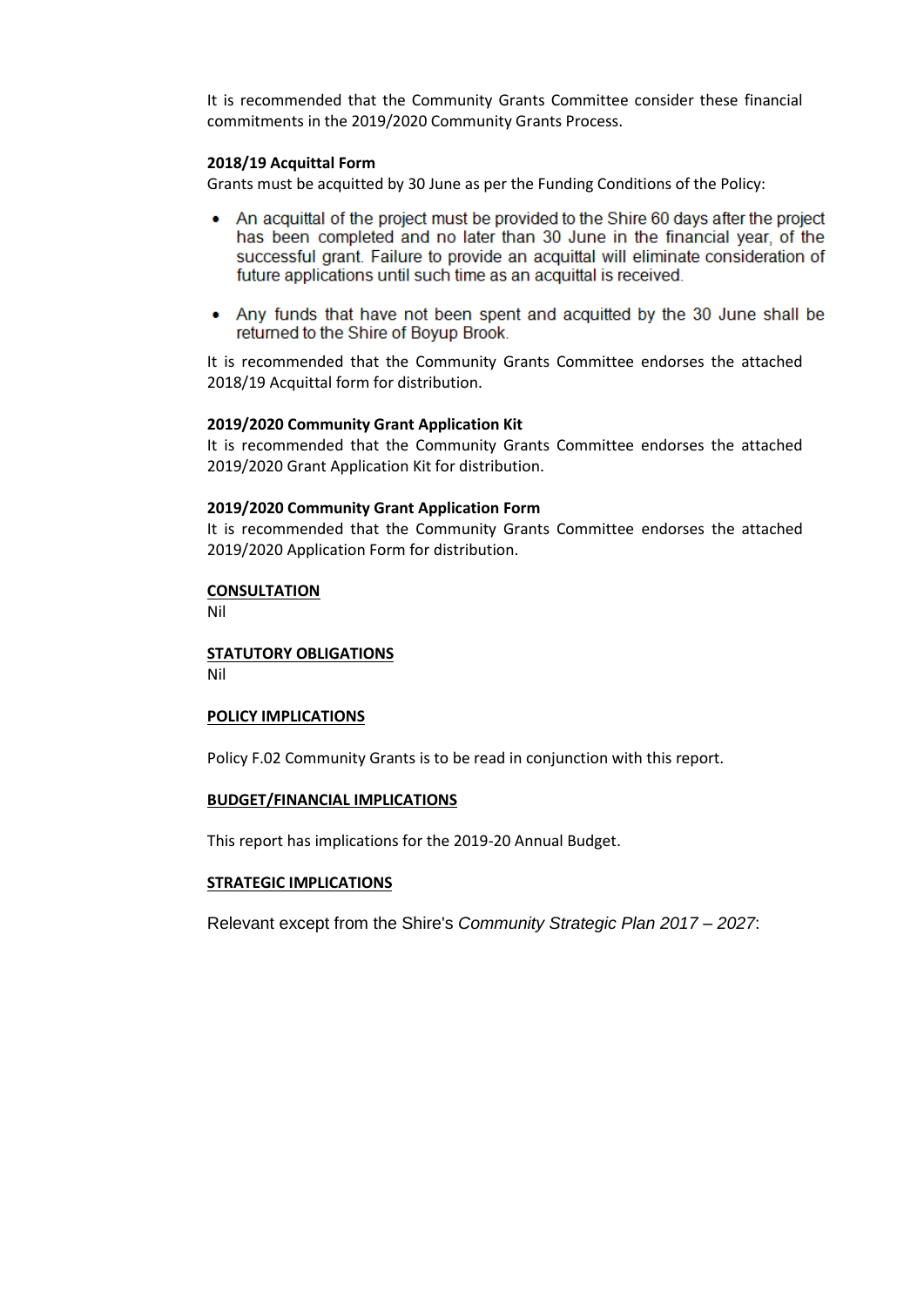It is recommended that the Community Grants Committee consider these financial commitments in the 2019/2020 Community Grants Process.

**2018/19 Acquittal Form**

Grants must be acquitted by 30 June as per the Funding Conditions of the Policy:

- An acquittal of the project must be provided to the Shire 60 days after the project has been completed and no later than 30 June in the financial year, of the successful grant. Failure to provide an acquittal will eliminate consideration of future applications until such time as an acquittal is received.
- Any funds that have not been spent and acquitted by the 30 June shall be returned to the Shire of Boyup Brook.

It is recommended that the Community Grants Committee endorses the attached 2018/19 Acquittal form for distribution.

**2019/2020 Community Grant Application Kit**

It is recommended that the Community Grants Committee endorses the attached 2019/2020 Grant Application Kit for distribution.

**2019/2020 Community Grant Application Form**

It is recommended that the Community Grants Committee endorses the attached 2019/2020 Application Form for distribution.

**CONSULTATION**

Nil

**STATUTORY OBLIGATIONS**

Nil

**POLICY IMPLICATIONS**

Policy F.02 Community Grants is to be read in conjunction with this report.

**BUDGET/FINANCIAL IMPLICATIONS**

This report has implications for the 2019-20 Annual Budget.

**STRATEGIC IMPLICATIONS**

Relevant except from the Shire's *Community Strategic Plan 2017 – 2027*: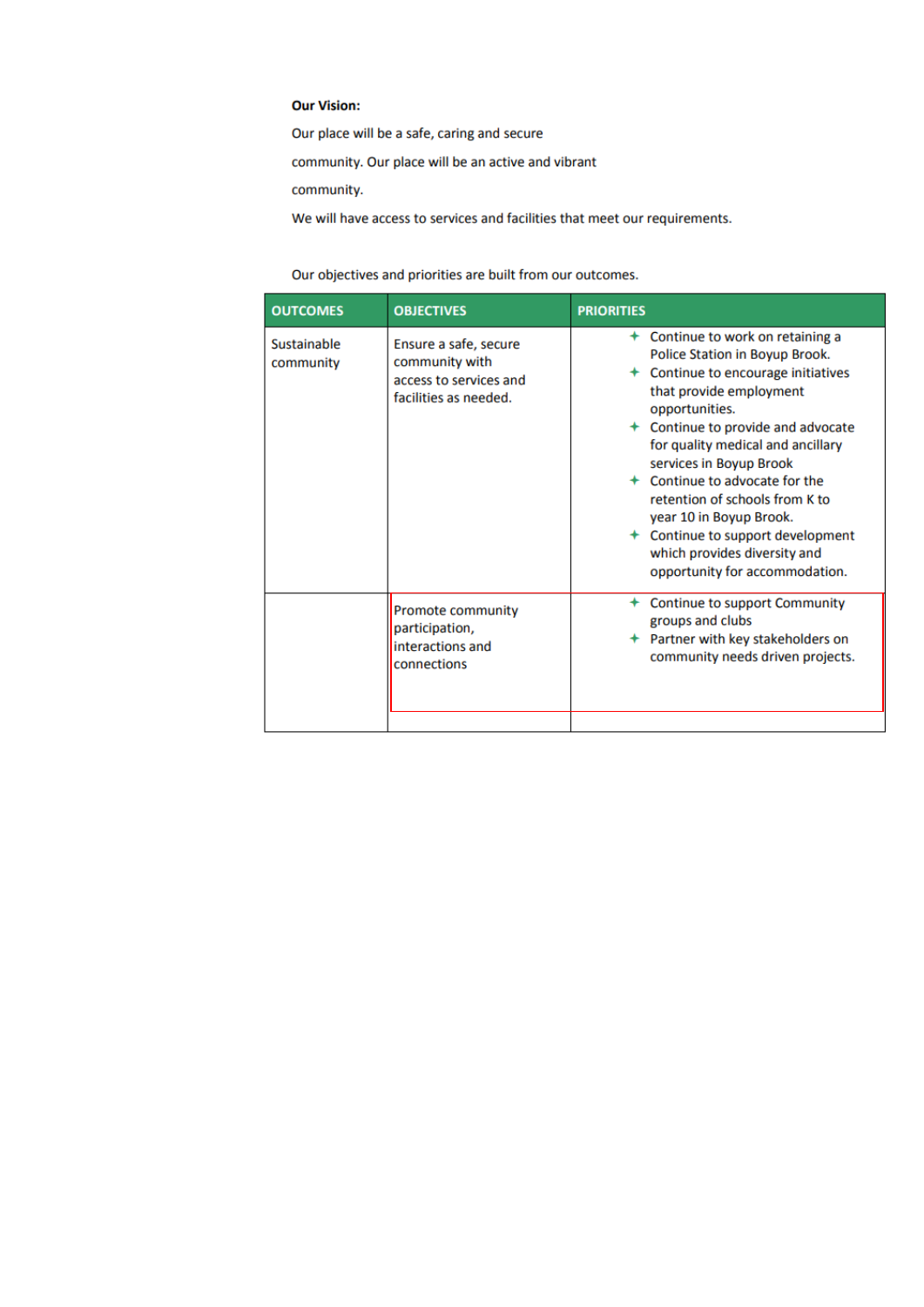**Our Vision:**

Our place will be a safe, caring and secure community. Our place will be an active and vibrant community.

We will have access to services and facilities that meet our requirements.

Our objectives and priorities are built from our outcomes.

| OUTCOMES | OBJECTIVES | PRIORITIES |
|---|---|---|
| Sustainable community | Ensure a safe, secure community with access to services and facilities as needed. | + Continue to work on retaining a Police Station in Boyup Brook.<br>+ Continue to encourage initiatives that provide employment opportunities.<br>+ Continue to provide and advocate for quality medical and ancillary services in Boyup Brook<br>+ Continue to advocate for the retention of schools from K to year 10 in Boyup Brook.<br>+ Continue to support development which provides diversity and opportunity for accommodation. |
| | Promote community participation, interactions and connections | + Continue to support Community groups and clubs<br>+ Partner with key stakeholders on community needs driven projects. |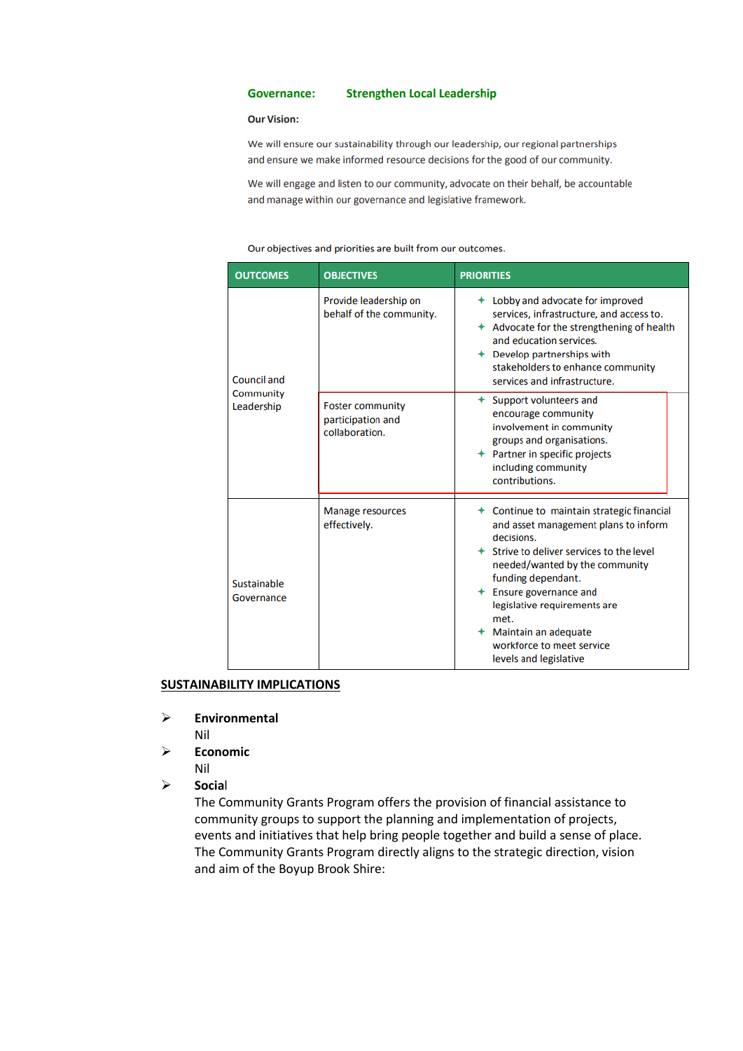**Governance: Strengthen Local Leadership**

**Our Vision:**

We will ensure our sustainability through our leadership, our regional partnerships and ensure we make informed resource decisions for the good of our community.

We will engage and listen to our community, advocate on their behalf, be accountable and manage within our governance and legislative framework.

Our objectives and priorities are built from our outcomes.

| OUTCOMES | OBJECTIVES | PRIORITIES |
|---|---|---|
| Council and Community Leadership | Provide leadership on behalf of the community. | + Lobby and advocate for improved services, infrastructure, and access to.<br>+ Advocate for the strengthening of health and education services.<br>+ Develop partnerships with stakeholders to enhance community services and infrastructure. |
| | Foster community participation and collaboration. | + Support volunteers and encourage community involvement in community groups and organisations.<br>+ Partner in specific projects including community contributions. |
| Sustainable Governance | Manage resources effectively. | + Continue to maintain strategic financial and asset management plans to inform decisions.<br>+ Strive to deliver services to the level needed/wanted by the community funding dependant.<br>+ Ensure governance and legislative requirements are met.<br>+ Maintain an adequate workforce to meet service levels and legislative |

## SUSTAINABILITY IMPLICATIONS

- **Environmental**
  Nil
- **Economic**
  Nil
- **Social**
  The Community Grants Program offers the provision of financial assistance to community groups to support the planning and implementation of projects, events and initiatives that help bring people together and build a sense of place. The Community Grants Program directly aligns to the strategic direction, vision and aim of the Boyup Brook Shire: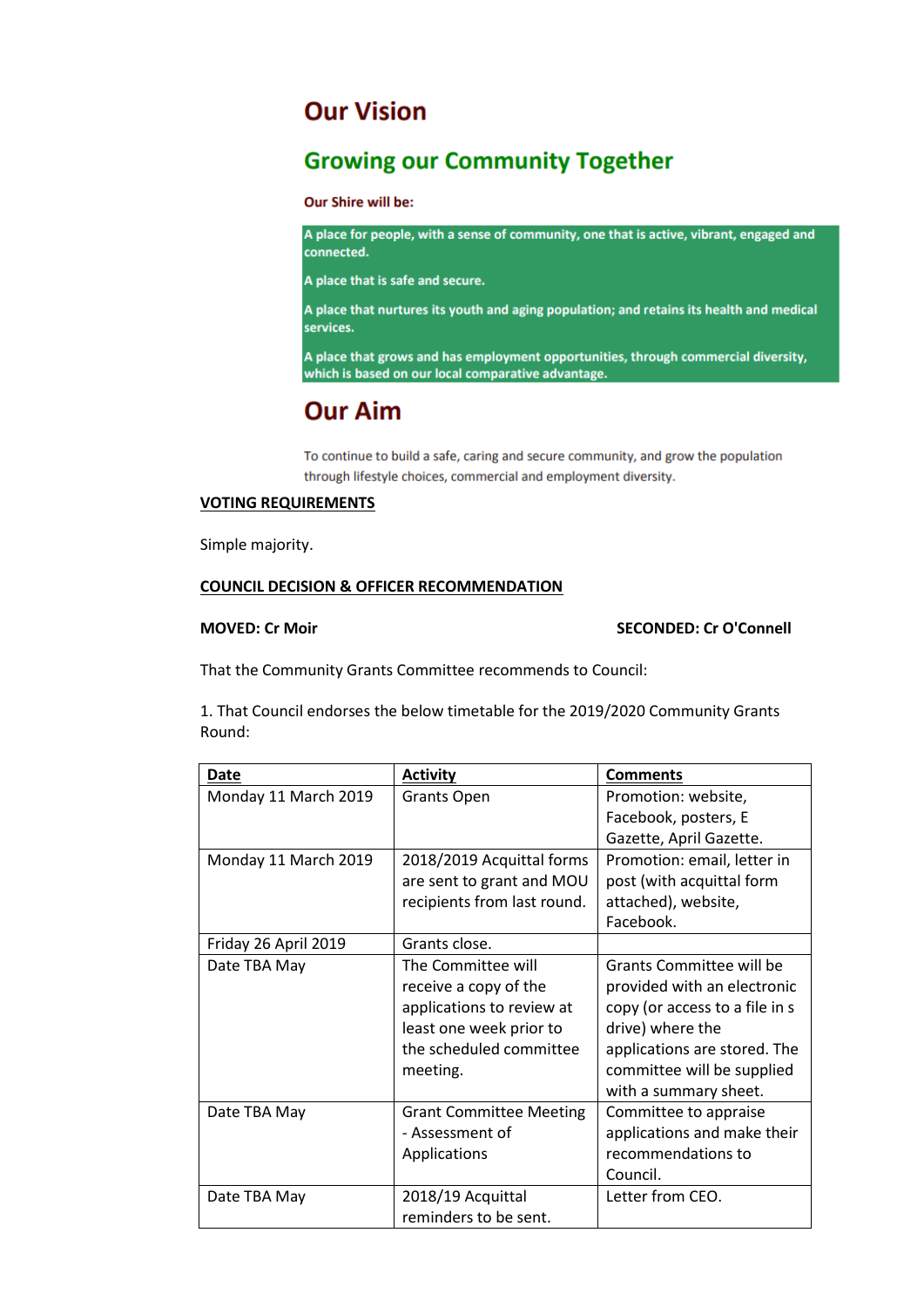# Our Vision

## Growing our Community Together

**Our Shire will be:**

**A place for people, with a sense of community, one that is active, vibrant, engaged and connected.**

**A place that is safe and secure.**

**A place that nurtures its youth and aging population; and retains its health and medical services.**

**A place that grows and has employment opportunities, through commercial diversity, which is based on our local comparative advantage.**

# Our Aim

To continue to build a safe, caring and secure community, and grow the population through lifestyle choices, commercial and employment diversity.

**VOTING REQUIREMENTS**

Simple majority.

**COUNCIL DECISION & OFFICER RECOMMENDATION**

**MOVED: Cr Moir** **SECONDED: Cr O'Connell**

That the Community Grants Committee recommends to Council:

1. That Council endorses the below timetable for the 2019/2020 Community Grants Round:

| Date | Activity | Comments |
|---|---|---|
| Monday 11 March 2019 | Grants Open | Promotion: website, Facebook, posters, E Gazette, April Gazette. |
| Monday 11 March 2019 | 2018/2019 Acquittal forms are sent to grant and MOU recipients from last round. | Promotion: email, letter in post (with acquittal form attached), website, Facebook. |
| Friday 26 April 2019 | Grants close. | |
| Date TBA May | The Committee will receive a copy of the applications to review at least one week prior to the scheduled committee meeting. | Grants Committee will be provided with an electronic copy (or access to a file in s drive) where the applications are stored. The committee will be supplied with a summary sheet. |
| Date TBA May | Grant Committee Meeting - Assessment of Applications | Committee to appraise applications and make their recommendations to Council. |
| Date TBA May | 2018/19 Acquittal reminders to be sent. | Letter from CEO. |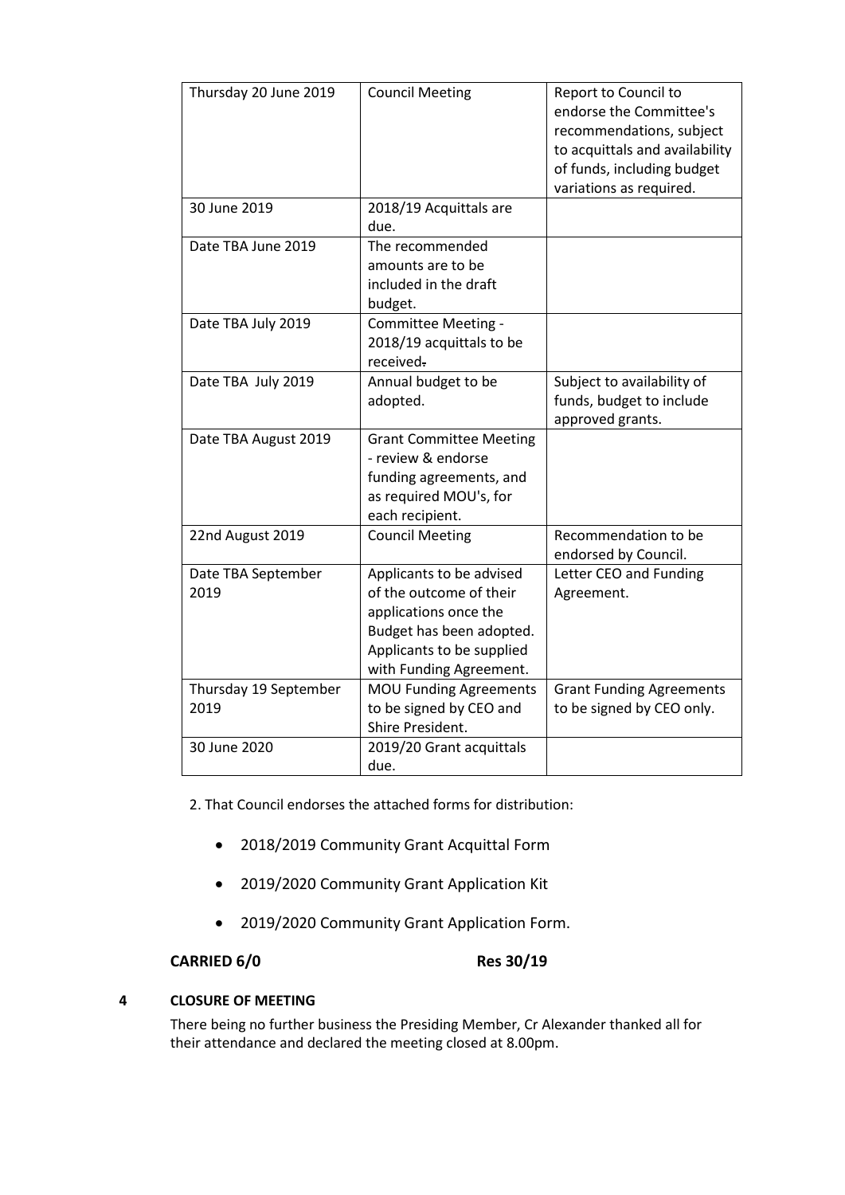| | | |
|---|---|---|
| Thursday 20 June 2019 | Council Meeting | Report to Council to endorse the Committee's recommendations, subject to acquittals and availability of funds, including budget variations as required. |
| 30 June 2019 | 2018/19 Acquittals are due. | |
| Date TBA June 2019 | The recommended amounts are to be included in the draft budget. | |
| Date TBA July 2019 | Committee Meeting - 2018/19 acquittals to be received. | |
| Date TBA July 2019 | Annual budget to be adopted. | Subject to availability of funds, budget to include approved grants. |
| Date TBA August 2019 | Grant Committee Meeting - review & endorse funding agreements, and as required MOU's, for each recipient. | |
| 22nd August 2019 | Council Meeting | Recommendation to be endorsed by Council. |
| Date TBA September 2019 | Applicants to be advised of the outcome of their applications once the Budget has been adopted. Applicants to be supplied with Funding Agreement. | Letter CEO and Funding Agreement. |
| Thursday 19 September 2019 | MOU Funding Agreements to be signed by CEO and Shire President. | Grant Funding Agreements to be signed by CEO only. |
| 30 June 2020 | 2019/20 Grant acquittals due. | |

2. That Council endorses the attached forms for distribution:

- 2018/2019 Community Grant Acquittal Form
- 2019/2020 Community Grant Application Kit
- 2019/2020 Community Grant Application Form.

**CARRIED 6/0** **Res 30/19**

## 4 CLOSURE OF MEETING

There being no further business the Presiding Member, Cr Alexander thanked all for their attendance and declared the meeting closed at 8.00pm.